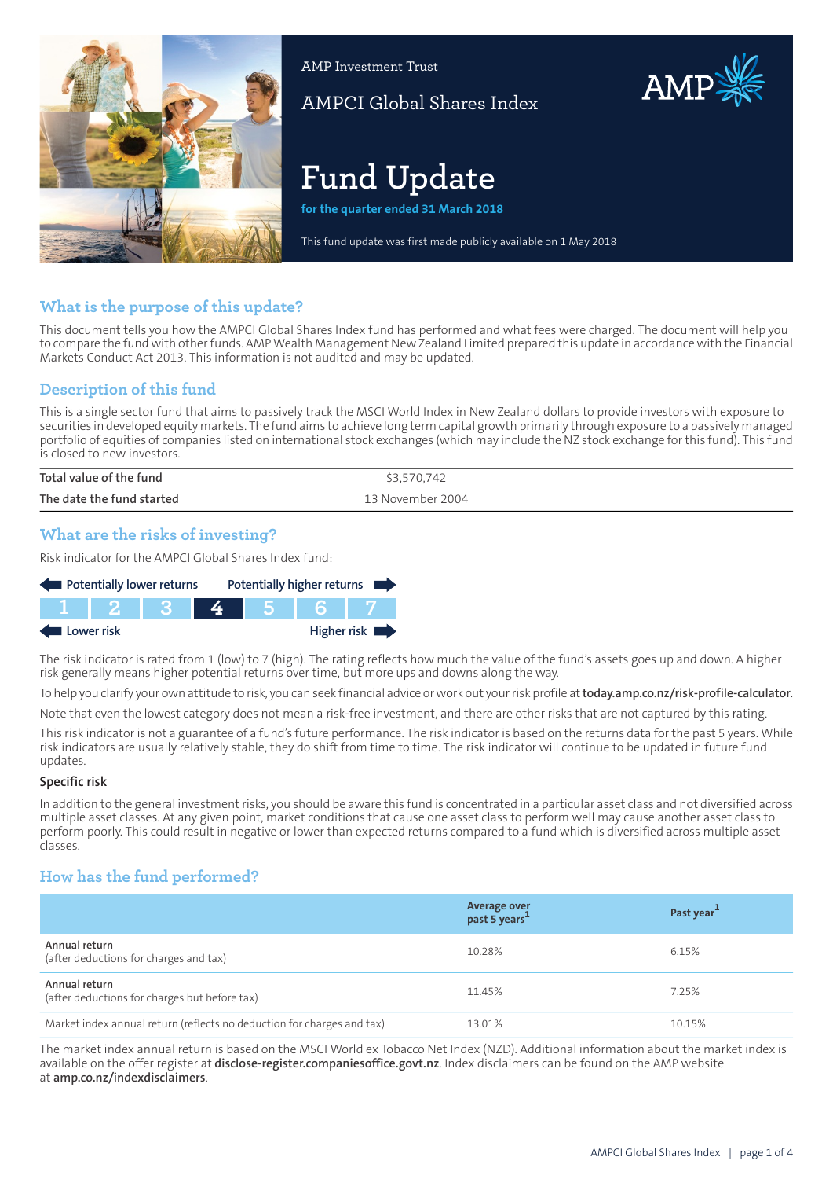AMP Investment Trust

AMPCI Global Shares Index

# Fund Update

**for the quarter ended 31 March 2018**

This fund update was first made publicly available on 1 May 2018

## What is the purpose of this update?

This document tells you how the AMPCI Global Shares Index fund has performed and what fees were charged. The document will help you to compare the fund with other funds. AMP Wealth Management New Zealand Limited prepared this update in accordance with the Financial Markets Conduct Act 2013. This information is not audited and may be updated.

## Description of this fund

This is a single sector fund that aims to passively track the MSCI World Index in New Zealand dollars to provide investors with exposure to securities in developed equity markets. The fund aims to achieve long term capital growth primarily through exposure to a passively managed portfolio of equities of companies listed on international stock exchanges (which may include the NZ stock exchange for this fund). This fund is closed to new investors.

| | |
|---|---|
| Total value of the fund | $3,570,742 |
| The date the fund started | 13 November 2004 |

## What are the risks of investing?

Risk indicator for the AMPCI Global Shares Index fund:

Potentially lower returns — Potentially higher returns

| 1 | 2 | 3 | **4** | 5 | 6 | 7 |
|---|---|---|---|---|---|---|

Lower risk — Higher risk

The risk indicator is rated from 1 (low) to 7 (high). The rating reflects how much the value of the fund's assets goes up and down. A higher risk generally means higher potential returns over time, but more ups and downs along the way.

To help you clarify your own attitude to risk, you can seek financial advice or work out your risk profile at **today.amp.co.nz/risk-profile-calculator**.

Note that even the lowest category does not mean a risk-free investment, and there are other risks that are not captured by this rating.

This risk indicator is not a guarantee of a fund's future performance. The risk indicator is based on the returns data for the past 5 years. While risk indicators are usually relatively stable, they do shift from time to time. The risk indicator will continue to be updated in future fund updates.

### Specific risk

In addition to the general investment risks, you should be aware this fund is concentrated in a particular asset class and not diversified across multiple asset classes. At any given point, market conditions that cause one asset class to perform well may cause another asset class to perform poorly. This could result in negative or lower than expected returns compared to a fund which is diversified across multiple asset classes.

## How has the fund performed?

| | Average over past 5 years[1] | Past year[1] |
|---|---|---|
| Annual return (after deductions for charges and tax) | 10.28% | 6.15% |
| Annual return (after deductions for charges but before tax) | 11.45% | 7.25% |
| Market index annual return (reflects no deduction for charges and tax) | 13.01% | 10.15% |

The market index annual return is based on the MSCI World ex Tobacco Net Index (NZD). Additional information about the market index is available on the offer register at **disclose-register.companiesoffice.govt.nz**. Index disclaimers can be found on the AMP website at **amp.co.nz/indexdisclaimers**.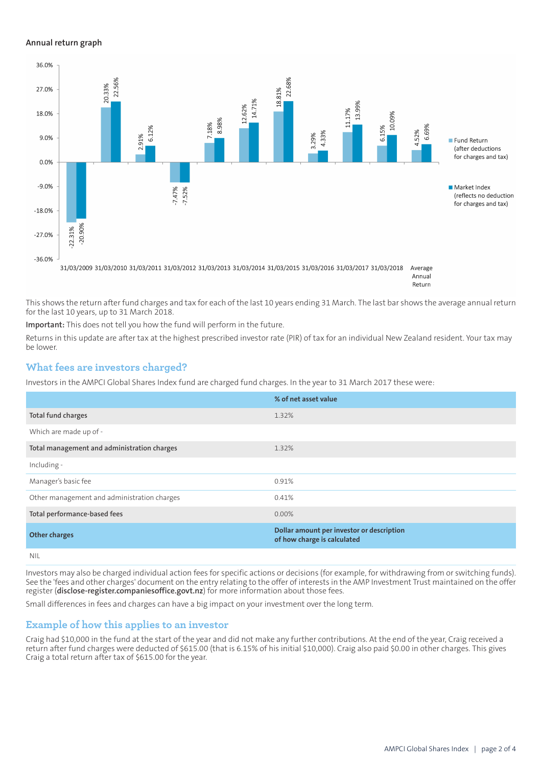**Annual return graph**

| | Fund Return (after deductions for charges and tax) | Market Index (reflects no deduction for charges and tax) |
|---|---|---|
| 31/03/2009 | -22.31% | -20.90% |
| 31/03/2010 | 20.33% | 22.56% |
| 31/03/2011 | 2.91% | 6.12% |
| 31/03/2012 | -7.47% | -7.52% |
| 31/03/2013 | 7.18% | 8.98% |
| 31/03/2014 | 12.62% | 14.71% |
| 31/03/2015 | 18.81% | 22.68% |
| 31/03/2016 | 3.29% | 4.33% |
| 31/03/2017 | 11.17% | 13.99% |
| 31/03/2018 | 6.15% | 10.09% |
| Average Annual Return | 4.52% | 6.69% |

This shows the return after fund charges and tax for each of the last 10 years ending 31 March. The last bar shows the average annual return for the last 10 years, up to 31 March 2018.

**Important:** This does not tell you how the fund will perform in the future.

Returns in this update are after tax at the highest prescribed investor rate (PIR) of tax for an individual New Zealand resident. Your tax may be lower.

## What fees are investors charged?

Investors in the AMPCI Global Shares Index fund are charged fund charges. In the year to 31 March 2017 these were:

| | % of net asset value |
|---|---|
| **Total fund charges** | 1.32% |
| Which are made up of - | |
| **Total management and administration charges** | 1.32% |
| Including - | |
| Manager's basic fee | 0.91% |
| Other management and administration charges | 0.41% |
| **Total performance-based fees** | 0.00% |
| **Other charges** | **Dollar amount per investor or description of how charge is calculated** |
| NIL | |

Investors may also be charged individual action fees for specific actions or decisions (for example, for withdrawing from or switching funds). See the 'fees and other charges' document on the entry relating to the offer of interests in the AMP Investment Trust maintained on the offer register (**disclose-register.companiesoffice.govt.nz**) for more information about those fees.

Small differences in fees and charges can have a big impact on your investment over the long term.

## Example of how this applies to an investor

Craig had $10,000 in the fund at the start of the year and did not make any further contributions. At the end of the year, Craig received a return after fund charges were deducted of $615.00 (that is 6.15% of his initial $10,000). Craig also paid $0.00 in other charges. This gives Craig a total return after tax of $615.00 for the year.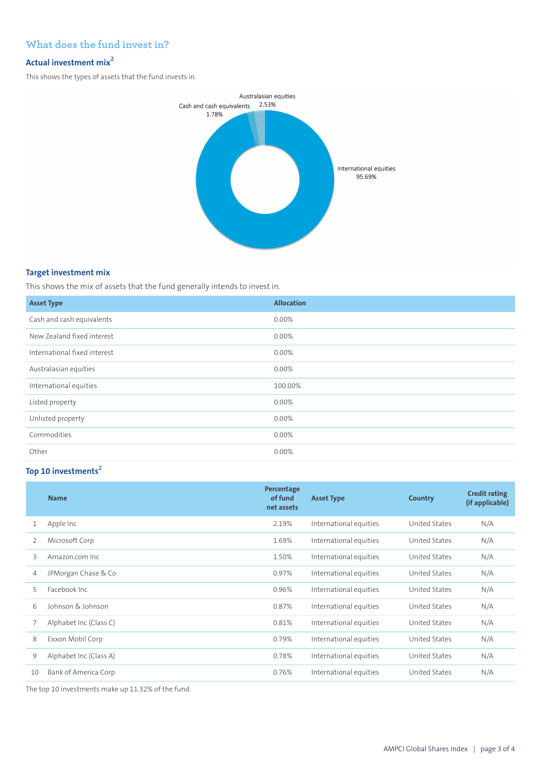## What does the fund invest in?

### Actual investment mix[2]

This shows the types of assets that the fund invests in.

Australasian equities 2.53%

Cash and cash equivalents 1.78%

International equities 95.69%

### Target investment mix

This shows the mix of assets that the fund generally intends to invest in.

| Asset Type | Allocation |
|---|---|
| Cash and cash equivalents | 0.00% |
| New Zealand fixed interest | 0.00% |
| International fixed interest | 0.00% |
| Australasian equities | 0.00% |
| International equities | 100.00% |
| Listed property | 0.00% |
| Unlisted property | 0.00% |
| Commodities | 0.00% |
| Other | 0.00% |

### Top 10 investments[2]

| | Name | Percentage of fund net assets | Asset Type | Country | Credit rating (if applicable) |
|---|---|---|---|---|---|
| 1 | Apple Inc | 2.19% | International equities | United States | N/A |
| 2 | Microsoft Corp | 1.69% | International equities | United States | N/A |
| 3 | Amazon.com Inc | 1.50% | International equities | United States | N/A |
| 4 | JPMorgan Chase & Co | 0.97% | International equities | United States | N/A |
| 5 | Facebook Inc | 0.96% | International equities | United States | N/A |
| 6 | Johnson & Johnson | 0.87% | International equities | United States | N/A |
| 7 | Alphabet Inc (Class C) | 0.81% | International equities | United States | N/A |
| 8 | Exxon Mobil Corp | 0.79% | International equities | United States | N/A |
| 9 | Alphabet Inc (Class A) | 0.78% | International equities | United States | N/A |
| 10 | Bank of America Corp | 0.76% | International equities | United States | N/A |

The top 10 investments make up 11.32% of the fund.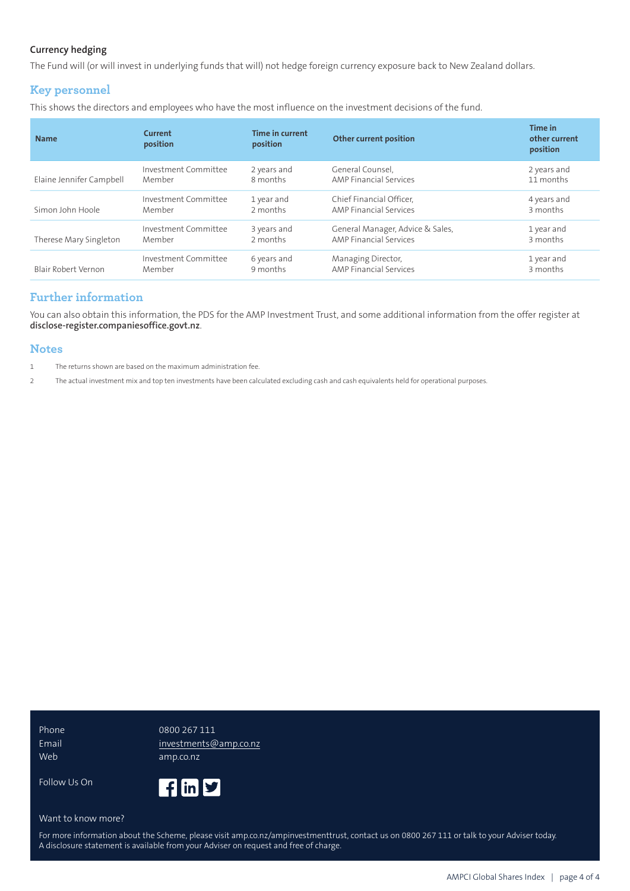**Currency hedging**

The Fund will (or will invest in underlying funds that will) not hedge foreign currency exposure back to New Zealand dollars.

## Key personnel

This shows the directors and employees who have the most influence on the investment decisions of the fund.

| Name | Current position | Time in current position | Other current position | Time in other current position |
|---|---|---|---|---|
| Elaine Jennifer Campbell | Investment Committee Member | 2 years and 8 months | General Counsel, AMP Financial Services | 2 years and 11 months |
| Simon John Hoole | Investment Committee Member | 1 year and 2 months | Chief Financial Officer, AMP Financial Services | 4 years and 3 months |
| Therese Mary Singleton | Investment Committee Member | 3 years and 2 months | General Manager, Advice & Sales, AMP Financial Services | 1 year and 3 months |
| Blair Robert Vernon | Investment Committee Member | 6 years and 9 months | Managing Director, AMP Financial Services | 1 year and 3 months |

## Further information

You can also obtain this information, the PDS for the AMP Investment Trust, and some additional information from the offer register at **disclose-register.companiesoffice.govt.nz**.

## Notes

1. The returns shown are based on the maximum administration fee.
2. The actual investment mix and top ten investments have been calculated excluding cash and cash equivalents held for operational purposes.

Phone 0800 267 111
Email investments@amp.co.nz
Web amp.co.nz

Follow Us On

Want to know more?

For more information about the Scheme, please visit amp.co.nz/ampinvestmenttrust, contact us on 0800 267 111 or talk to your Adviser today. A disclosure statement is available from your Adviser on request and free of charge.